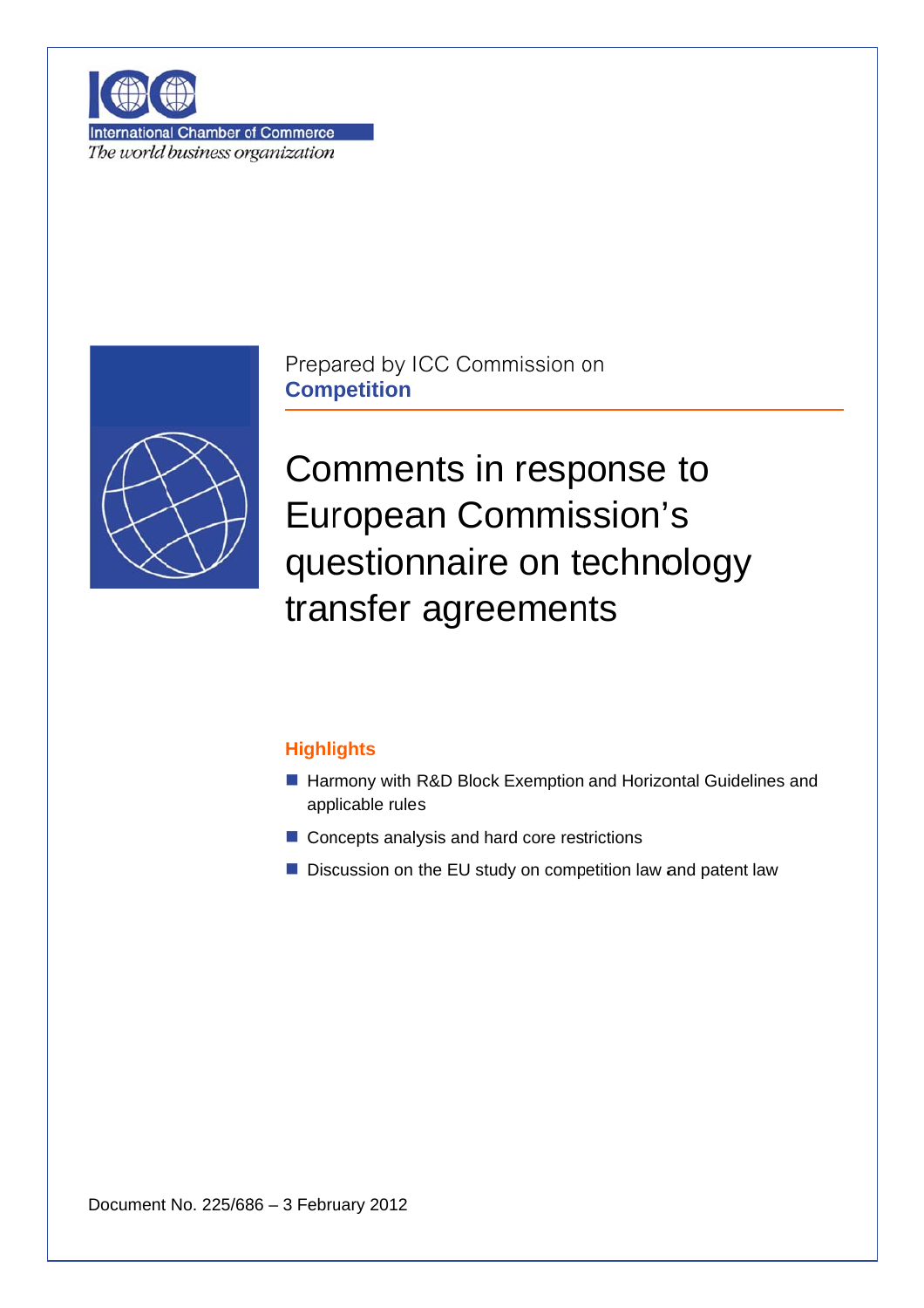International Chamber of Commerce

*The world business organization*

Prepared by ICC Commission on **Competition**

# Comments in response to European Commission's questionnaire on technology transfer agreements

## Highlights

- Harmony with R&D Block Exemption and Horizontal Guidelines and applicable rules
- Concepts analysis and hard core restrictions
- Discussion on the EU study on competition law and patent law

Document No. 225/686 – 3 February 2012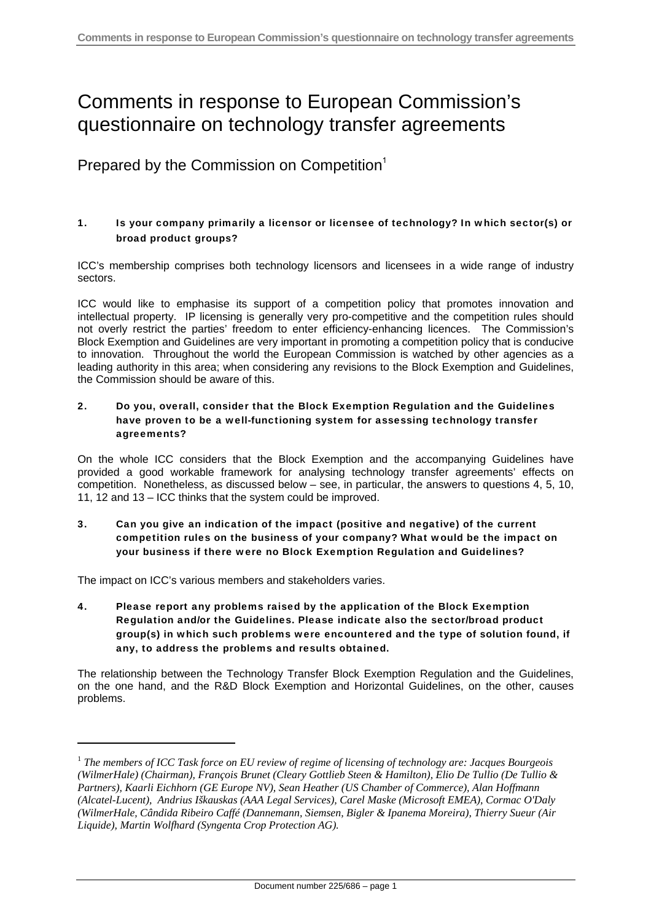# Comments in response to European Commission's questionnaire on technology transfer agreements

## Prepared by the Commission on Competition[1]

### 1. Is your company primarily a licensor or licensee of technology? In which sector(s) or broad product groups?

ICC's membership comprises both technology licensors and licensees in a wide range of industry sectors.

ICC would like to emphasise its support of a competition policy that promotes innovation and intellectual property. IP licensing is generally very pro-competitive and the competition rules should not overly restrict the parties' freedom to enter efficiency-enhancing licences. The Commission's Block Exemption and Guidelines are very important in promoting a competition policy that is conducive to innovation. Throughout the world the European Commission is watched by other agencies as a leading authority in this area; when considering any revisions to the Block Exemption and Guidelines, the Commission should be aware of this.

### 2. Do you, overall, consider that the Block Exemption Regulation and the Guidelines have proven to be a well-functioning system for assessing technology transfer agreements?

On the whole ICC considers that the Block Exemption and the accompanying Guidelines have provided a good workable framework for analysing technology transfer agreements' effects on competition. Nonetheless, as discussed below – see, in particular, the answers to questions 4, 5, 10, 11, 12 and 13 – ICC thinks that the system could be improved.

### 3. Can you give an indication of the impact (positive and negative) of the current competition rules on the business of your company? What would be the impact on your business if there were no Block Exemption Regulation and Guidelines?

The impact on ICC's various members and stakeholders varies.

### 4. Please report any problems raised by the application of the Block Exemption Regulation and/or the Guidelines. Please indicate also the sector/broad product group(s) in which such problems were encountered and the type of solution found, if any, to address the problems and results obtained.

The relationship between the Technology Transfer Block Exemption Regulation and the Guidelines, on the one hand, and the R&D Block Exemption and Horizontal Guidelines, on the other, causes problems.

---

[1] *The members of ICC Task force on EU review of regime of licensing of technology are: Jacques Bourgeois (WilmerHale) (Chairman), François Brunet (Cleary Gottlieb Steen & Hamilton), Elio De Tullio (De Tullio & Partners), Kaarli Eichhorn (GE Europe NV), Sean Heather (US Chamber of Commerce), Alan Hoffmann (Alcatel-Lucent), Andrius Iškauskas (AAA Legal Services), Carel Maske (Microsoft EMEA), Cormac O'Daly (WilmerHale, Cândida Ribeiro Caffé (Dannemann, Siemsen, Bigler & Ipanema Moreira), Thierry Sueur (Air Liquide), Martin Wolfhard (Syngenta Crop Protection AG).*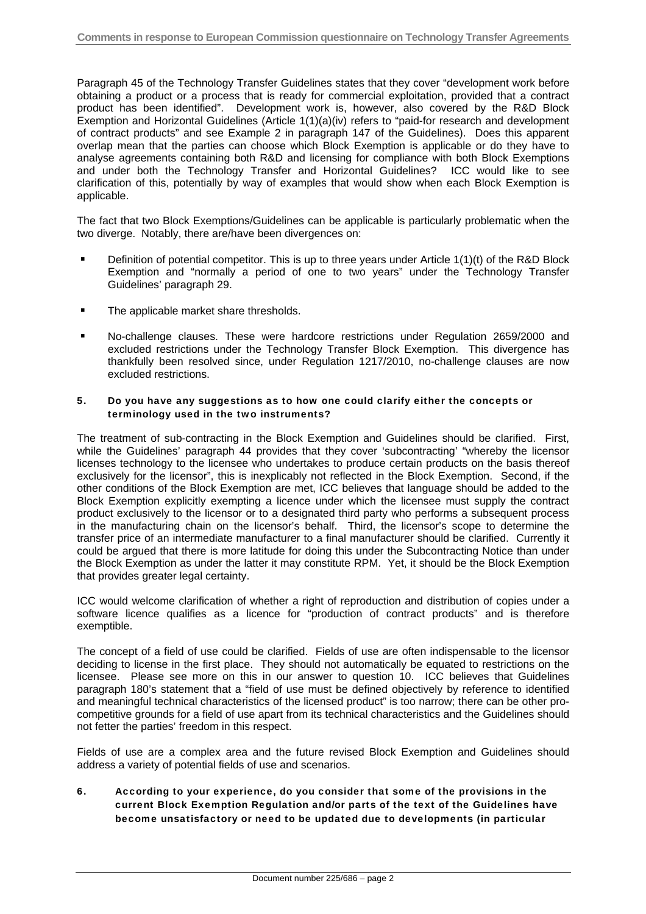Paragraph 45 of the Technology Transfer Guidelines states that they cover "development work before obtaining a product or a process that is ready for commercial exploitation, provided that a contract product has been identified". Development work is, however, also covered by the R&D Block Exemption and Horizontal Guidelines (Article 1(1)(a)(iv) refers to "paid-for research and development of contract products" and see Example 2 in paragraph 147 of the Guidelines). Does this apparent overlap mean that the parties can choose which Block Exemption is applicable or do they have to analyse agreements containing both R&D and licensing for compliance with both Block Exemptions and under both the Technology Transfer and Horizontal Guidelines? ICC would like to see clarification of this, potentially by way of examples that would show when each Block Exemption is applicable.

The fact that two Block Exemptions/Guidelines can be applicable is particularly problematic when the two diverge. Notably, there are/have been divergences on:

- Definition of potential competitor. This is up to three years under Article 1(1)(t) of the R&D Block Exemption and "normally a period of one to two years" under the Technology Transfer Guidelines' paragraph 29.
- The applicable market share thresholds.
- No-challenge clauses. These were hardcore restrictions under Regulation 2659/2000 and excluded restrictions under the Technology Transfer Block Exemption. This divergence has thankfully been resolved since, under Regulation 1217/2010, no-challenge clauses are now excluded restrictions.

#### 5. Do you have any suggestions as to how one could clarify either the concepts or terminology used in the two instruments?

The treatment of sub-contracting in the Block Exemption and Guidelines should be clarified. First, while the Guidelines' paragraph 44 provides that they cover 'subcontracting' "whereby the licensor licenses technology to the licensee who undertakes to produce certain products on the basis thereof exclusively for the licensor", this is inexplicably not reflected in the Block Exemption. Second, if the other conditions of the Block Exemption are met, ICC believes that language should be added to the Block Exemption explicitly exempting a licence under which the licensee must supply the contract product exclusively to the licensor or to a designated third party who performs a subsequent process in the manufacturing chain on the licensor's behalf. Third, the licensor's scope to determine the transfer price of an intermediate manufacturer to a final manufacturer should be clarified. Currently it could be argued that there is more latitude for doing this under the Subcontracting Notice than under the Block Exemption as under the latter it may constitute RPM. Yet, it should be the Block Exemption that provides greater legal certainty.

ICC would welcome clarification of whether a right of reproduction and distribution of copies under a software licence qualifies as a licence for "production of contract products" and is therefore exemptible.

The concept of a field of use could be clarified. Fields of use are often indispensable to the licensor deciding to license in the first place. They should not automatically be equated to restrictions on the licensee. Please see more on this in our answer to question 10. ICC believes that Guidelines paragraph 180's statement that a "field of use must be defined objectively by reference to identified and meaningful technical characteristics of the licensed product" is too narrow; there can be other pro-competitive grounds for a field of use apart from its technical characteristics and the Guidelines should not fetter the parties' freedom in this respect.

Fields of use are a complex area and the future revised Block Exemption and Guidelines should address a variety of potential fields of use and scenarios.

#### 6. According to your experience, do you consider that some of the provisions in the current Block Exemption Regulation and/or parts of the text of the Guidelines have become unsatisfactory or need to be updated due to developments (in particular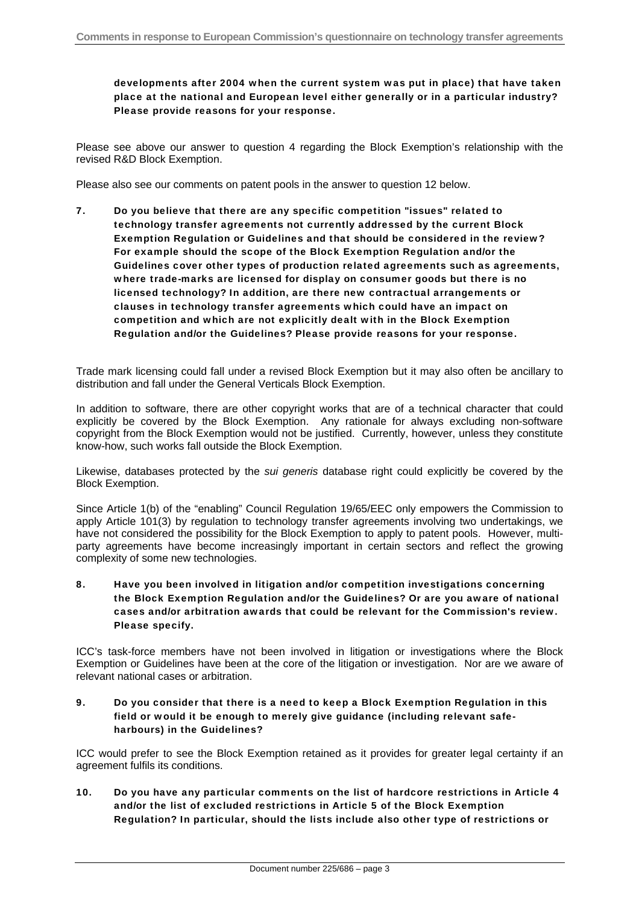**developments after 2004 when the current system was put in place) that have taken place at the national and European level either generally or in a particular industry? Please provide reasons for your response.**

Please see above our answer to question 4 regarding the Block Exemption's relationship with the revised R&D Block Exemption.

Please also see our comments on patent pools in the answer to question 12 below.

**7. Do you believe that there are any specific competition "issues" related to technology transfer agreements not currently addressed by the current Block Exemption Regulation or Guidelines and that should be considered in the review? For example should the scope of the Block Exemption Regulation and/or the Guidelines cover other types of production related agreements such as agreements, where trade-marks are licensed for display on consumer goods but there is no licensed technology? In addition, are there new contractual arrangements or clauses in technology transfer agreements which could have an impact on competition and which are not explicitly dealt with in the Block Exemption Regulation and/or the Guidelines? Please provide reasons for your response.**

Trade mark licensing could fall under a revised Block Exemption but it may also often be ancillary to distribution and fall under the General Verticals Block Exemption.

In addition to software, there are other copyright works that are of a technical character that could explicitly be covered by the Block Exemption. Any rationale for always excluding non-software copyright from the Block Exemption would not be justified. Currently, however, unless they constitute know-how, such works fall outside the Block Exemption.

Likewise, databases protected by the *sui generis* database right could explicitly be covered by the Block Exemption.

Since Article 1(b) of the "enabling" Council Regulation 19/65/EEC only empowers the Commission to apply Article 101(3) by regulation to technology transfer agreements involving two undertakings, we have not considered the possibility for the Block Exemption to apply to patent pools. However, multi-party agreements have become increasingly important in certain sectors and reflect the growing complexity of some new technologies.

**8. Have you been involved in litigation and/or competition investigations concerning the Block Exemption Regulation and/or the Guidelines? Or are you aware of national cases and/or arbitration awards that could be relevant for the Commission's review. Please specify.**

ICC's task-force members have not been involved in litigation or investigations where the Block Exemption or Guidelines have been at the core of the litigation or investigation. Nor are we aware of relevant national cases or arbitration.

**9. Do you consider that there is a need to keep a Block Exemption Regulation in this field or would it be enough to merely give guidance (including relevant safe-harbours) in the Guidelines?**

ICC would prefer to see the Block Exemption retained as it provides for greater legal certainty if an agreement fulfils its conditions.

**10. Do you have any particular comments on the list of hardcore restrictions in Article 4 and/or the list of excluded restrictions in Article 5 of the Block Exemption Regulation? In particular, should the lists include also other type of restrictions or**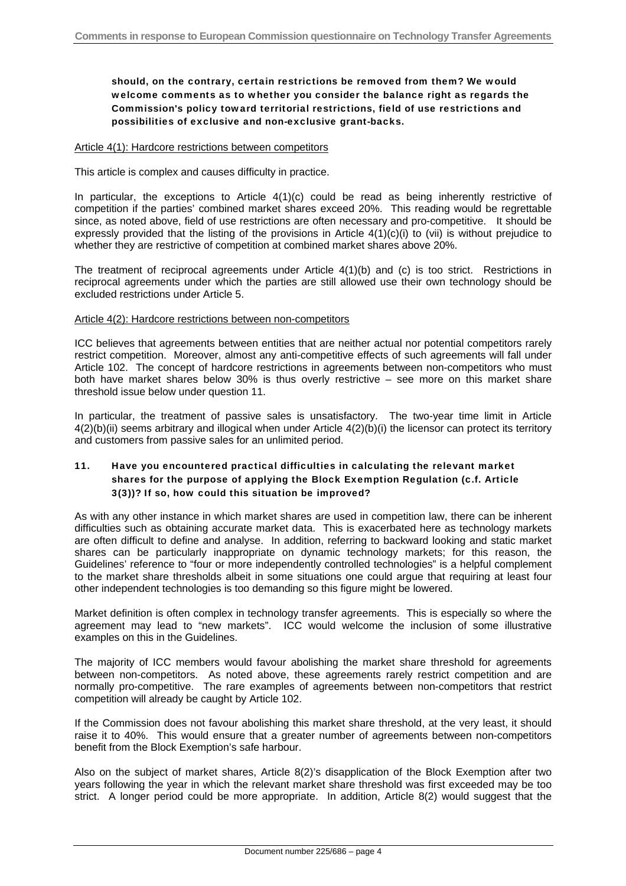**should, on the contrary, certain restrictions be removed from them? We would welcome comments as to whether you consider the balance right as regards the Commission's policy toward territorial restrictions, field of use restrictions and possibilities of exclusive and non-exclusive grant-backs.**

Article 4(1): Hardcore restrictions between competitors

This article is complex and causes difficulty in practice.

In particular, the exceptions to Article 4(1)(c) could be read as being inherently restrictive of competition if the parties' combined market shares exceed 20%. This reading would be regrettable since, as noted above, field of use restrictions are often necessary and pro-competitive. It should be expressly provided that the listing of the provisions in Article 4(1)(c)(i) to (vii) is without prejudice to whether they are restrictive of competition at combined market shares above 20%.

The treatment of reciprocal agreements under Article 4(1)(b) and (c) is too strict. Restrictions in reciprocal agreements under which the parties are still allowed use their own technology should be excluded restrictions under Article 5.

Article 4(2): Hardcore restrictions between non-competitors

ICC believes that agreements between entities that are neither actual nor potential competitors rarely restrict competition. Moreover, almost any anti-competitive effects of such agreements will fall under Article 102. The concept of hardcore restrictions in agreements between non-competitors who must both have market shares below 30% is thus overly restrictive – see more on this market share threshold issue below under question 11.

In particular, the treatment of passive sales is unsatisfactory. The two-year time limit in Article 4(2)(b)(ii) seems arbitrary and illogical when under Article 4(2)(b)(i) the licensor can protect its territory and customers from passive sales for an unlimited period.

**11. Have you encountered practical difficulties in calculating the relevant market shares for the purpose of applying the Block Exemption Regulation (c.f. Article 3(3))? If so, how could this situation be improved?**

As with any other instance in which market shares are used in competition law, there can be inherent difficulties such as obtaining accurate market data. This is exacerbated here as technology markets are often difficult to define and analyse. In addition, referring to backward looking and static market shares can be particularly inappropriate on dynamic technology markets; for this reason, the Guidelines' reference to "four or more independently controlled technologies" is a helpful complement to the market share thresholds albeit in some situations one could argue that requiring at least four other independent technologies is too demanding so this figure might be lowered.

Market definition is often complex in technology transfer agreements. This is especially so where the agreement may lead to "new markets". ICC would welcome the inclusion of some illustrative examples on this in the Guidelines.

The majority of ICC members would favour abolishing the market share threshold for agreements between non-competitors. As noted above, these agreements rarely restrict competition and are normally pro-competitive. The rare examples of agreements between non-competitors that restrict competition will already be caught by Article 102.

If the Commission does not favour abolishing this market share threshold, at the very least, it should raise it to 40%. This would ensure that a greater number of agreements between non-competitors benefit from the Block Exemption's safe harbour.

Also on the subject of market shares, Article 8(2)'s disapplication of the Block Exemption after two years following the year in which the relevant market share threshold was first exceeded may be too strict. A longer period could be more appropriate. In addition, Article 8(2) would suggest that the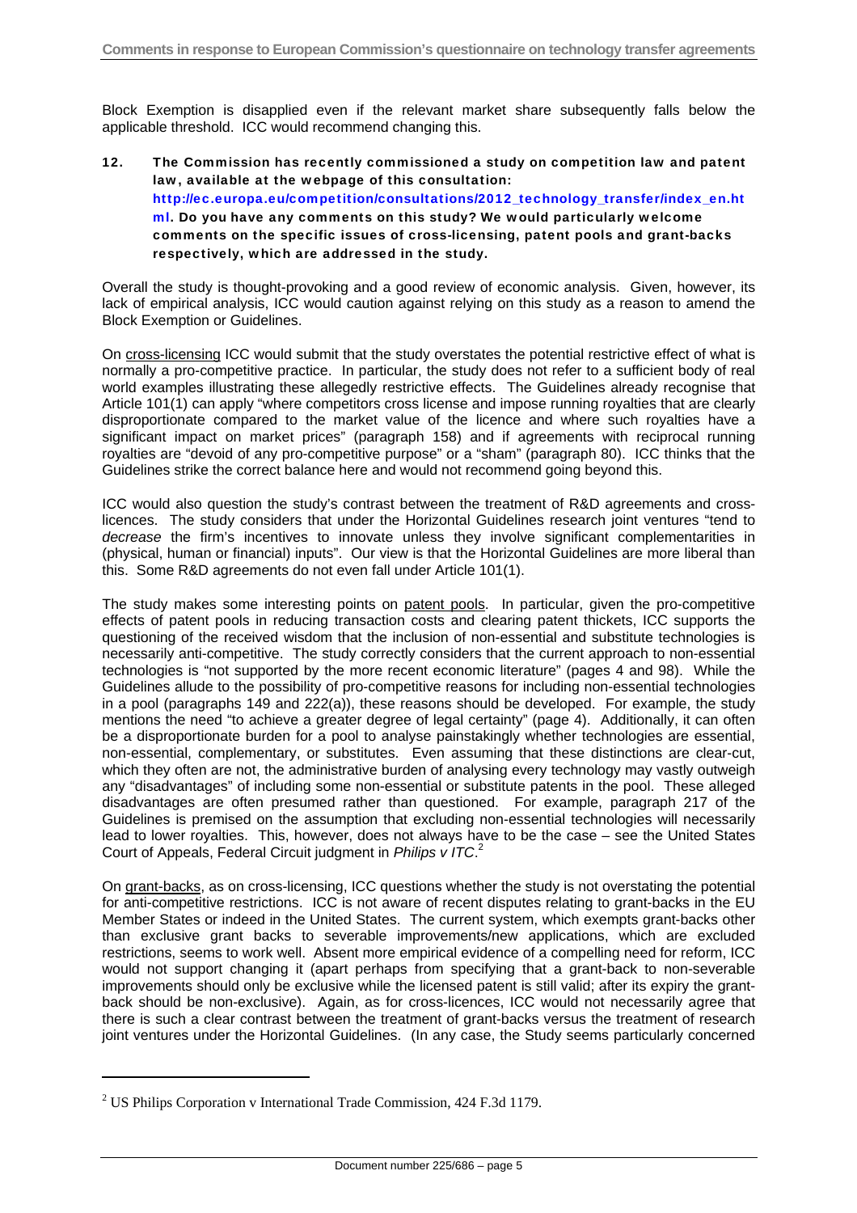Block Exemption is disapplied even if the relevant market share subsequently falls below the applicable threshold. ICC would recommend changing this.

**12. The Commission has recently commissioned a study on competition law and patent law, available at the webpage of this consultation: http://ec.europa.eu/competition/consultations/2012_technology_transfer/index_en.html. Do you have any comments on this study? We would particularly welcome comments on the specific issues of cross-licensing, patent pools and grant-backs respectively, which are addressed in the study.**

Overall the study is thought-provoking and a good review of economic analysis. Given, however, its lack of empirical analysis, ICC would caution against relying on this study as a reason to amend the Block Exemption or Guidelines.

On cross-licensing ICC would submit that the study overstates the potential restrictive effect of what is normally a pro-competitive practice. In particular, the study does not refer to a sufficient body of real world examples illustrating these allegedly restrictive effects. The Guidelines already recognise that Article 101(1) can apply "where competitors cross license and impose running royalties that are clearly disproportionate compared to the market value of the licence and where such royalties have a significant impact on market prices" (paragraph 158) and if agreements with reciprocal running royalties are "devoid of any pro-competitive purpose" or a "sham" (paragraph 80). ICC thinks that the Guidelines strike the correct balance here and would not recommend going beyond this.

ICC would also question the study's contrast between the treatment of R&D agreements and cross-licences. The study considers that under the Horizontal Guidelines research joint ventures "tend to *decrease* the firm's incentives to innovate unless they involve significant complementarities in (physical, human or financial) inputs". Our view is that the Horizontal Guidelines are more liberal than this. Some R&D agreements do not even fall under Article 101(1).

The study makes some interesting points on patent pools. In particular, given the pro-competitive effects of patent pools in reducing transaction costs and clearing patent thickets, ICC supports the questioning of the received wisdom that the inclusion of non-essential and substitute technologies is necessarily anti-competitive. The study correctly considers that the current approach to non-essential technologies is "not supported by the more recent economic literature" (pages 4 and 98). While the Guidelines allude to the possibility of pro-competitive reasons for including non-essential technologies in a pool (paragraphs 149 and 222(a)), these reasons should be developed. For example, the study mentions the need "to achieve a greater degree of legal certainty" (page 4). Additionally, it can often be a disproportionate burden for a pool to analyse painstakingly whether technologies are essential, non-essential, complementary, or substitutes. Even assuming that these distinctions are clear-cut, which they often are not, the administrative burden of analysing every technology may vastly outweigh any "disadvantages" of including some non-essential or substitute patents in the pool. These alleged disadvantages are often presumed rather than questioned. For example, paragraph 217 of the Guidelines is premised on the assumption that excluding non-essential technologies will necessarily lead to lower royalties. This, however, does not always have to be the case – see the United States Court of Appeals, Federal Circuit judgment in *Philips v ITC*.[2]

On grant-backs, as on cross-licensing, ICC questions whether the study is not overstating the potential for anti-competitive restrictions. ICC is not aware of recent disputes relating to grant-backs in the EU Member States or indeed in the United States. The current system, which exempts grant-backs other than exclusive grant backs to severable improvements/new applications, which are excluded restrictions, seems to work well. Absent more empirical evidence of a compelling need for reform, ICC would not support changing it (apart perhaps from specifying that a grant-back to non-severable improvements should only be exclusive while the licensed patent is still valid; after its expiry the grant-back should be non-exclusive). Again, as for cross-licences, ICC would not necessarily agree that there is such a clear contrast between the treatment of grant-backs versus the treatment of research joint ventures under the Horizontal Guidelines. (In any case, the Study seems particularly concerned

---

[2] US Philips Corporation v International Trade Commission, 424 F.3d 1179.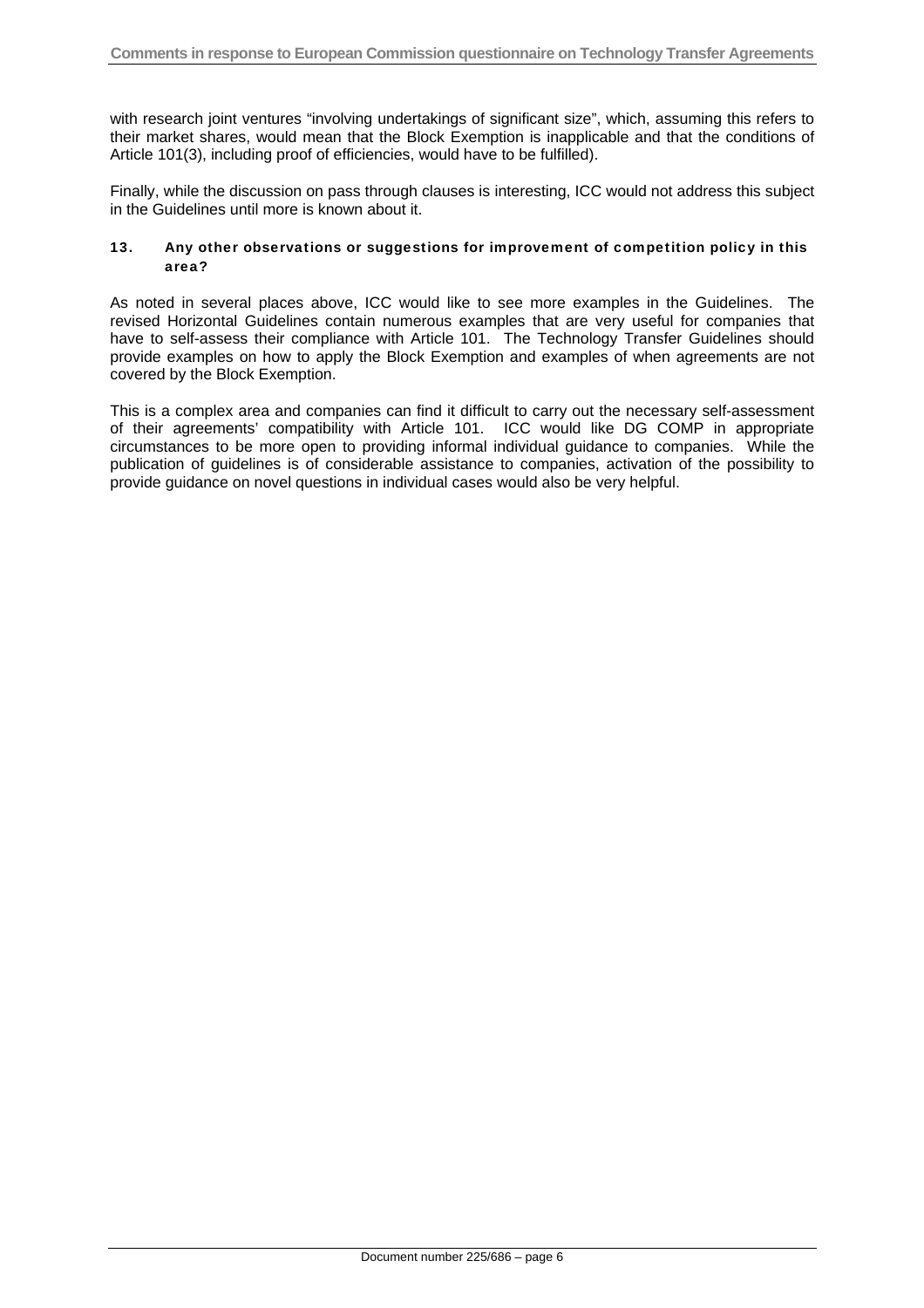with research joint ventures "involving undertakings of significant size", which, assuming this refers to their market shares, would mean that the Block Exemption is inapplicable and that the conditions of Article 101(3), including proof of efficiencies, would have to be fulfilled).

Finally, while the discussion on pass through clauses is interesting, ICC would not address this subject in the Guidelines until more is known about it.

#### 13. Any other observations or suggestions for improvement of competition policy in this area?

As noted in several places above, ICC would like to see more examples in the Guidelines. The revised Horizontal Guidelines contain numerous examples that are very useful for companies that have to self-assess their compliance with Article 101. The Technology Transfer Guidelines should provide examples on how to apply the Block Exemption and examples of when agreements are not covered by the Block Exemption.

This is a complex area and companies can find it difficult to carry out the necessary self-assessment of their agreements' compatibility with Article 101. ICC would like DG COMP in appropriate circumstances to be more open to providing informal individual guidance to companies. While the publication of guidelines is of considerable assistance to companies, activation of the possibility to provide guidance on novel questions in individual cases would also be very helpful.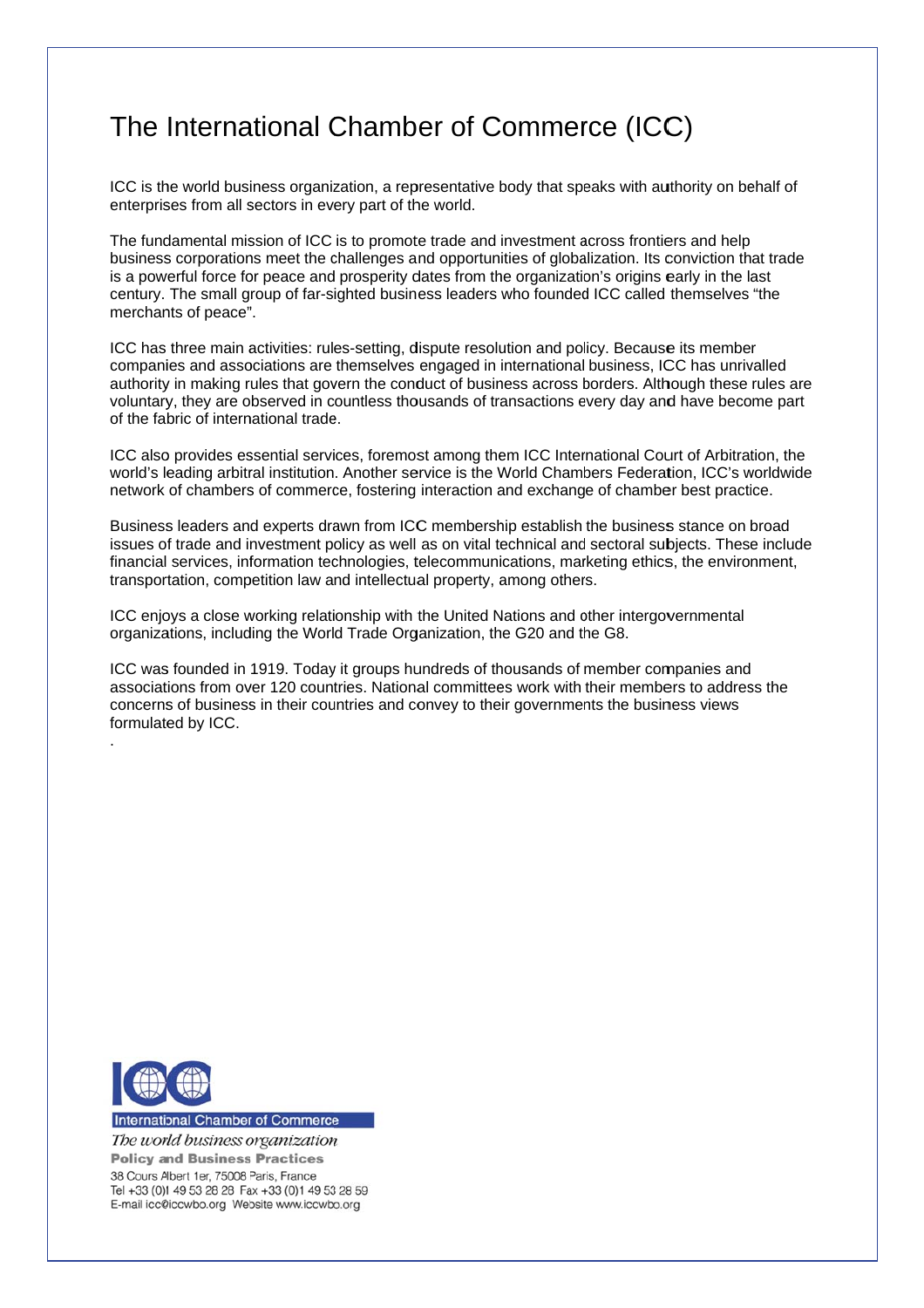# The International Chamber of Commerce (ICC)

ICC is the world business organization, a representative body that speaks with authority on behalf of enterprises from all sectors in every part of the world.

The fundamental mission of ICC is to promote trade and investment across frontiers and help business corporations meet the challenges and opportunities of globalization. Its conviction that trade is a powerful force for peace and prosperity dates from the organization's origins early in the last century. The small group of far-sighted business leaders who founded ICC called themselves "the merchants of peace".

ICC has three main activities: rules-setting, dispute resolution and policy. Because its member companies and associations are themselves engaged in international business, ICC has unrivalled authority in making rules that govern the conduct of business across borders. Although these rules are voluntary, they are observed in countless thousands of transactions every day and have become part of the fabric of international trade.

ICC also provides essential services, foremost among them ICC International Court of Arbitration, the world's leading arbitral institution. Another service is the World Chambers Federation, ICC's worldwide network of chambers of commerce, fostering interaction and exchange of chamber best practice.

Business leaders and experts drawn from ICC membership establish the business stance on broad issues of trade and investment policy as well as on vital technical and sectoral subjects. These include financial services, information technologies, telecommunications, marketing ethics, the environment, transportation, competition law and intellectual property, among others.

ICC enjoys a close working relationship with the United Nations and other intergovernmental organizations, including the World Trade Organization, the G20 and the G8.

ICC was founded in 1919. Today it groups hundreds of thousands of member companies and associations from over 120 countries. National committees work with their members to address the concerns of business in their countries and convey to their governments the business views formulated by ICC.

.

International Chamber of Commerce

*The world business organization*

**Policy and Business Practices**

38 Cours Albert 1er, 75008 Paris, France
Tel +33 (0)1 49 53 28 28 Fax +33 (0)1 49 53 28 59
E-mail icc@iccwbo.org Website www.iccwbo.org